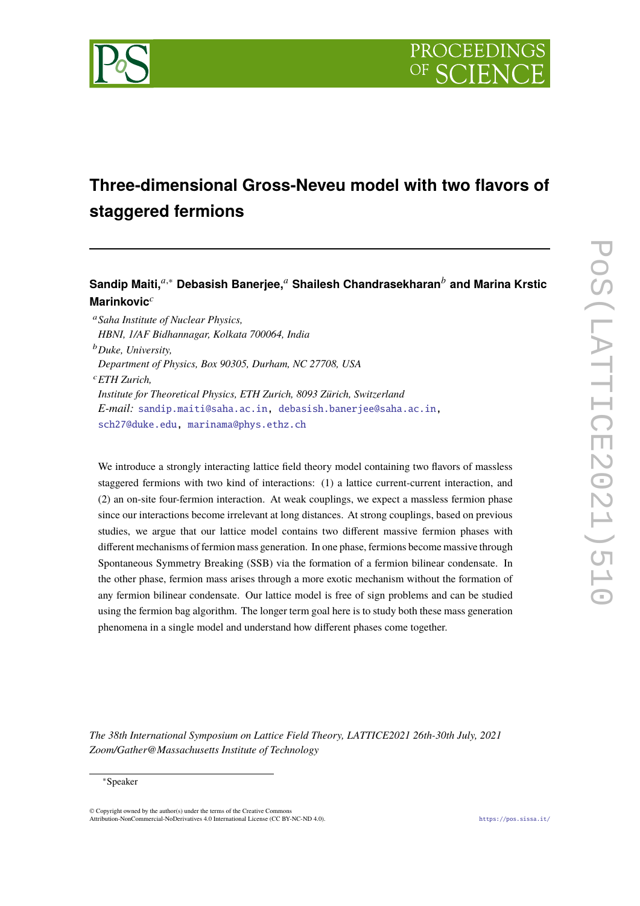# Three-dimensional Gross-Neveu model with two flavors of staggered fermions

**Sandip Maiti,**[a,*] **Debasish Banerjee,**[a] **Shailesh Chandrasekharan**[b] **and Marina Krstic Marinkovic**[c]

[a] *Saha Institute of Nuclear Physics, HBNI, 1/AF Bidhannagar, Kolkata 700064, India*

[b] *Duke, University, Department of Physics, Box 90305, Durham, NC 27708, USA*

[c] *ETH Zurich, Institute for Theoretical Physics, ETH Zurich, 8093 Zürich, Switzerland*

*E-mail:* sandip.maiti@saha.ac.in, debasish.banerjee@saha.ac.in, sch27@duke.edu, marinama@phys.ethz.ch

We introduce a strongly interacting lattice field theory model containing two flavors of massless staggered fermions with two kind of interactions: (1) a lattice current-current interaction, and (2) an on-site four-fermion interaction. At weak couplings, we expect a massless fermion phase since our interactions become irrelevant at long distances. At strong couplings, based on previous studies, we argue that our lattice model contains two different massive fermion phases with different mechanisms of fermion mass generation. In one phase, fermions become massive through Spontaneous Symmetry Breaking (SSB) via the formation of a fermion bilinear condensate. In the other phase, fermion mass arises through a more exotic mechanism without the formation of any fermion bilinear condensate. Our lattice model is free of sign problems and can be studied using the fermion bag algorithm. The longer term goal here is to study both these mass generation phenomena in a single model and understand how different phases come together.

*The 38th International Symposium on Lattice Field Theory, LATTICE2021 26th-30th July, 2021 Zoom/Gather@Massachusetts Institute of Technology*

[*] Speaker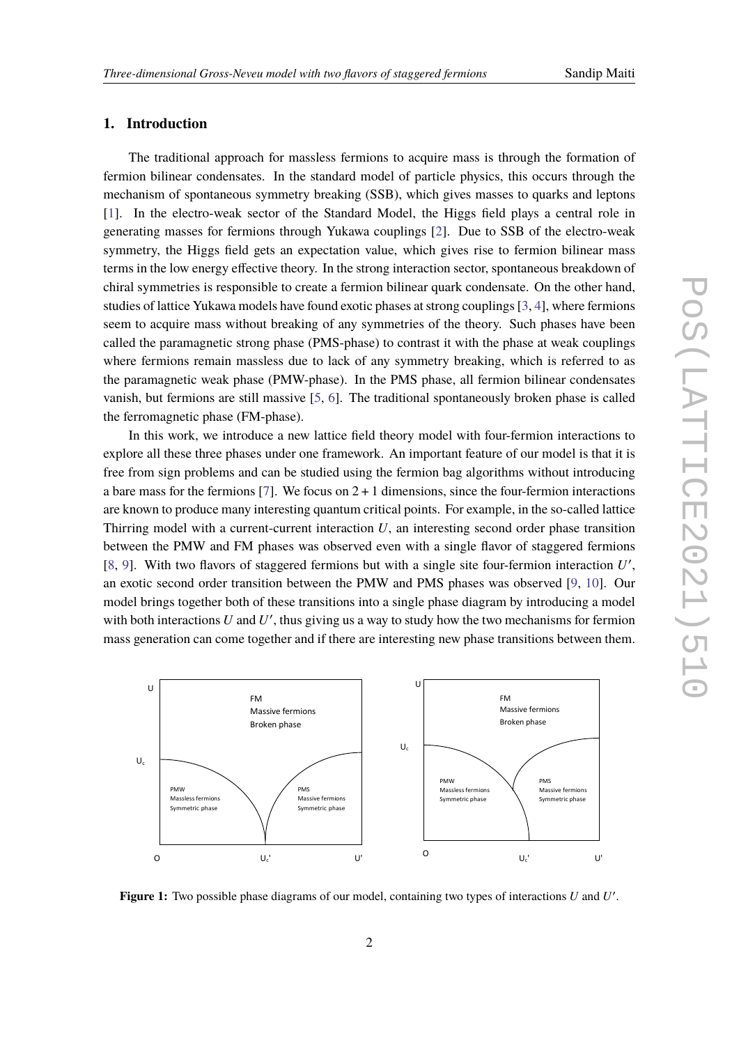## 1. Introduction

The traditional approach for massless fermions to acquire mass is through the formation of fermion bilinear condensates. In the standard model of particle physics, this occurs through the mechanism of spontaneous symmetry breaking (SSB), which gives masses to quarks and leptons [1]. In the electro-weak sector of the Standard Model, the Higgs field plays a central role in generating masses for fermions through Yukawa couplings [2]. Due to SSB of the electro-weak symmetry, the Higgs field gets an expectation value, which gives rise to fermion bilinear mass terms in the low energy effective theory. In the strong interaction sector, spontaneous breakdown of chiral symmetries is responsible to create a fermion bilinear quark condensate. On the other hand, studies of lattice Yukawa models have found exotic phases at strong couplings [3, 4], where fermions seem to acquire mass without breaking of any symmetries of the theory. Such phases have been called the paramagnetic strong phase (PMS-phase) to contrast it with the phase at weak couplings where fermions remain massless due to lack of any symmetry breaking, which is referred to as the paramagnetic weak phase (PMW-phase). In the PMS phase, all fermion bilinear condensates vanish, but fermions are still massive [5, 6]. The traditional spontaneously broken phase is called the ferromagnetic phase (FM-phase).

In this work, we introduce a new lattice field theory model with four-fermion interactions to explore all these three phases under one framework. An important feature of our model is that it is free from sign problems and can be studied using the fermion bag algorithms without introducing a bare mass for the fermions [7]. We focus on $2+1$ dimensions, since the four-fermion interactions are known to produce many interesting quantum critical points. For example, in the so-called lattice Thirring model with a current-current interaction $U$, an interesting second order phase transition between the PMW and FM phases was observed even with a single flavor of staggered fermions [8, 9]. With two flavors of staggered fermions but with a single site four-fermion interaction $U'$, an exotic second order transition between the PMW and PMS phases was observed [9, 10]. Our model brings together both of these transitions into a single phase diagram by introducing a model with both interactions $U$ and $U'$, thus giving us a way to study how the two mechanisms for fermion mass generation can come together and if there are interesting new phase transitions between them.

**Figure 1:** Two possible phase diagrams of our model, containing two types of interactions $U$ and $U'$.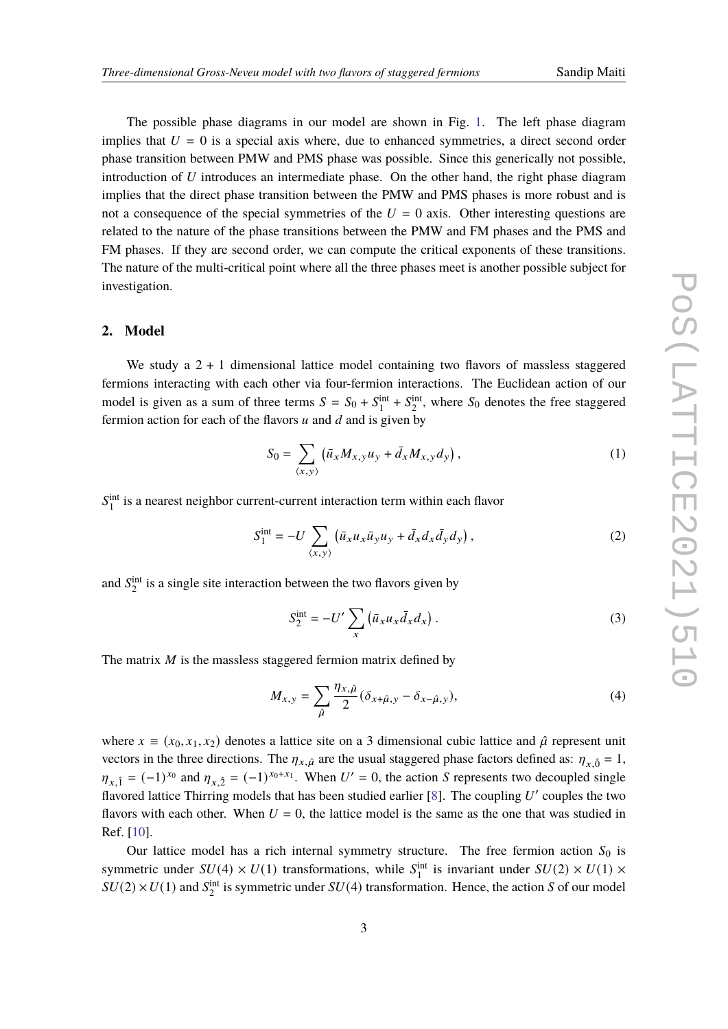The possible phase diagrams in our model are shown in Fig. 1. The left phase diagram implies that $U = 0$ is a special axis where, due to enhanced symmetries, a direct second order phase transition between PMW and PMS phase was possible. Since this generically not possible, introduction of $U$ introduces an intermediate phase. On the other hand, the right phase diagram implies that the direct phase transition between the PMW and PMS phases is more robust and is not a consequence of the special symmetries of the $U = 0$ axis. Other interesting questions are related to the nature of the phase transitions between the PMW and FM phases and the PMS and FM phases. If they are second order, we can compute the critical exponents of these transitions. The nature of the multi-critical point where all the three phases meet is another possible subject for investigation.

## 2. Model

We study a 2 + 1 dimensional lattice model containing two flavors of massless staggered fermions interacting with each other via four-fermion interactions. The Euclidean action of our model is given as a sum of three terms $S = S_0 + S_1^{\text{int}} + S_2^{\text{int}}$, where $S_0$ denotes the free staggered fermion action for each of the flavors $u$ and $d$ and is given by

$$S_0 = \sum_{\langle x,y \rangle} \left( \bar{u}_x M_{x,y} u_y + \bar{d}_x M_{x,y} d_y \right), \tag{1}$$

$S_1^{\text{int}}$ is a nearest neighbor current-current interaction term within each flavor

$$S_1^{\text{int}} = -U \sum_{\langle x,y \rangle} \left( \bar{u}_x u_x \bar{u}_y u_y + \bar{d}_x d_x \bar{d}_y d_y \right), \tag{2}$$

and $S_2^{\text{int}}$ is a single site interaction between the two flavors given by

$$S_2^{\text{int}} = -U' \sum_{x} \left( \bar{u}_x u_x \bar{d}_x d_x \right). \tag{3}$$

The matrix $M$ is the massless staggered fermion matrix defined by

$$M_{x,y} = \sum_{\hat{\mu}} \frac{\eta_{x,\hat{\mu}}}{2} (\delta_{x+\hat{\mu},y} - \delta_{x-\hat{\mu},y}), \tag{4}$$

where $x \equiv (x_0, x_1, x_2)$ denotes a lattice site on a 3 dimensional cubic lattice and $\hat{\mu}$ represent unit vectors in the three directions. The $\eta_{x,\hat{\mu}}$ are the usual staggered phase factors defined as: $\eta_{x,\hat{0}} = 1$, $\eta_{x,\hat{1}} = (-1)^{x_0}$ and $\eta_{x,\hat{2}} = (-1)^{x_0+x_1}$. When $U' = 0$, the action $S$ represents two decoupled single flavored lattice Thirring models that has been studied earlier [8]. The coupling $U'$ couples the two flavors with each other. When $U = 0$, the lattice model is the same as the one that was studied in Ref. [10].

Our lattice model has a rich internal symmetry structure. The free fermion action $S_0$ is symmetric under $SU(4) \times U(1)$ transformations, while $S_1^{\text{int}}$ is invariant under $SU(2) \times U(1) \times SU(2) \times U(1)$ and $S_2^{\text{int}}$ is symmetric under $SU(4)$ transformation. Hence, the action $S$ of our model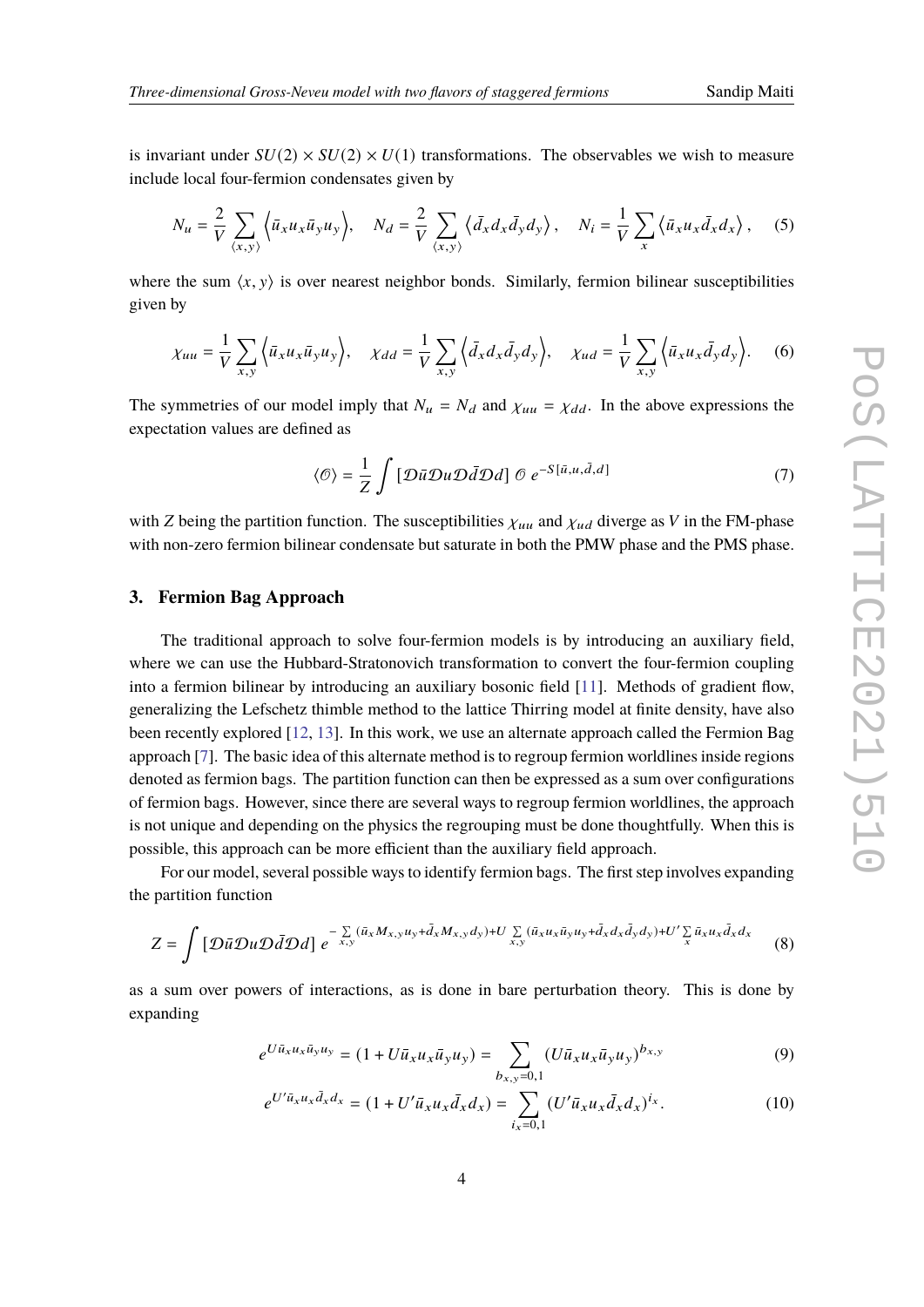is invariant under $SU(2) \times SU(2) \times U(1)$ transformations. The observables we wish to measure include local four-fermion condensates given by

$$N_u = \frac{2}{V} \sum_{\langle x,y \rangle} \left\langle \bar{u}_x u_x \bar{u}_y u_y \right\rangle, \quad N_d = \frac{2}{V} \sum_{\langle x,y \rangle} \left\langle \bar{d}_x d_x \bar{d}_y d_y \right\rangle, \quad N_i = \frac{1}{V} \sum_{x} \left\langle \bar{u}_x u_x \bar{d}_x d_x \right\rangle, \tag{5}$$

where the sum $\langle x, y \rangle$ is over nearest neighbor bonds. Similarly, fermion bilinear susceptibilities given by

$$\chi_{uu} = \frac{1}{V} \sum_{x,y} \left\langle \bar{u}_x u_x \bar{u}_y u_y \right\rangle, \quad \chi_{dd} = \frac{1}{V} \sum_{x,y} \left\langle \bar{d}_x d_x \bar{d}_y d_y \right\rangle, \quad \chi_{ud} = \frac{1}{V} \sum_{x,y} \left\langle \bar{u}_x u_x \bar{d}_y d_y \right\rangle. \tag{6}$$

The symmetries of our model imply that $N_u = N_d$ and $\chi_{uu} = \chi_{dd}$. In the above expressions the expectation values are defined as

$$\langle \mathcal{O} \rangle = \frac{1}{Z} \int [\mathcal{D}\bar{u}\mathcal{D}u\mathcal{D}\bar{d}\mathcal{D}d] \; \mathcal{O} \; e^{-S[\bar{u},u,\bar{d},d]} \tag{7}$$

with $Z$ being the partition function. The susceptibilities $\chi_{uu}$ and $\chi_{ud}$ diverge as $V$ in the FM-phase with non-zero fermion bilinear condensate but saturate in both the PMW phase and the PMS phase.

## 3. Fermion Bag Approach

The traditional approach to solve four-fermion models is by introducing an auxiliary field, where we can use the Hubbard-Stratonovich transformation to convert the four-fermion coupling into a fermion bilinear by introducing an auxiliary bosonic field [11]. Methods of gradient flow, generalizing the Lefschetz thimble method to the lattice Thirring model at finite density, have also been recently explored [12, 13]. In this work, we use an alternate approach called the Fermion Bag approach [7]. The basic idea of this alternate method is to regroup fermion worldlines inside regions denoted as fermion bags. The partition function can then be expressed as a sum over configurations of fermion bags. However, since there are several ways to regroup fermion worldlines, the approach is not unique and depending on the physics the regrouping must be done thoughtfully. When this is possible, this approach can be more efficient than the auxiliary field approach.

For our model, several possible ways to identify fermion bags. The first step involves expanding the partition function

$$Z = \int [\mathcal{D}\bar{u}\mathcal{D}u\mathcal{D}\bar{d}\mathcal{D}d] \; e^{-\sum_{x,y} (\bar{u}_x M_{x,y} u_y + \bar{d}_x M_{x,y} d_y) + U \sum_{x,y} (\bar{u}_x u_x \bar{u}_y u_y + \bar{d}_x d_x \bar{d}_y d_y) + U' \sum_{x} \bar{u}_x u_x \bar{d}_x d_x} \tag{8}$$

as a sum over powers of interactions, as is done in bare perturbation theory. This is done by expanding

$$e^{U \bar{u}_x u_x \bar{u}_y u_y} = (1 + U \bar{u}_x u_x \bar{u}_y u_y) = \sum_{b_{x,y}=0,1} (U \bar{u}_x u_x \bar{u}_y u_y)^{b_{x,y}} \tag{9}$$

$$e^{U' \bar{u}_x u_x \bar{d}_x d_x} = (1 + U' \bar{u}_x u_x \bar{d}_x d_x) = \sum_{i_x=0,1} (U' \bar{u}_x u_x \bar{d}_x d_x)^{i_x}. \tag{10}$$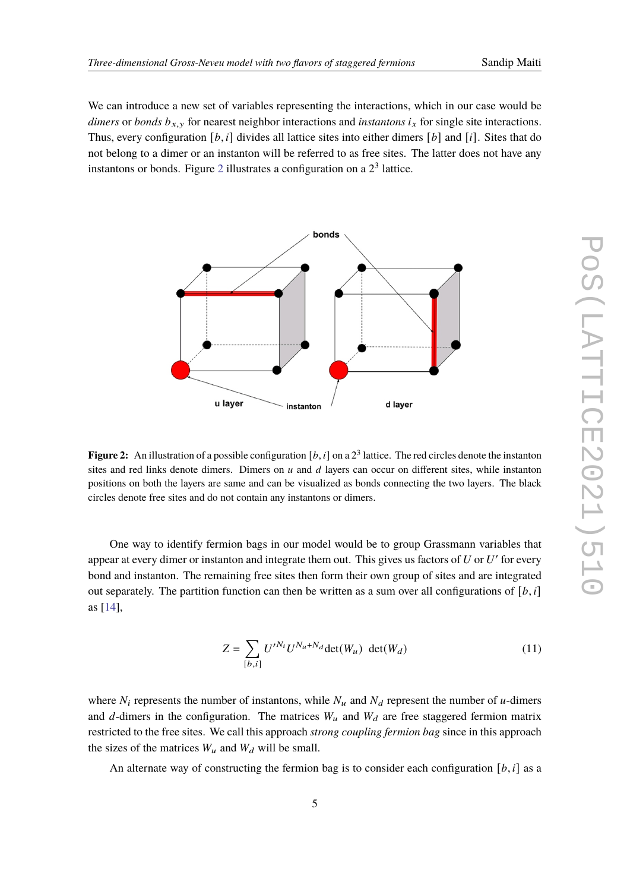We can introduce a new set of variables representing the interactions, which in our case would be *dimers* or *bonds* $b_{x,y}$ for nearest neighbor interactions and *instantons* $i_x$ for single site interactions. Thus, every configuration $[b, i]$ divides all lattice sites into either dimers $[b]$ and $[i]$. Sites that do not belong to a dimer or an instanton will be referred to as free sites. The latter does not have any instantons or bonds. Figure 2 illustrates a configuration on a $2^3$ lattice.

**Figure 2:** An illustration of a possible configuration $[b, i]$ on a $2^3$ lattice. The red circles denote the instanton sites and red links denote dimers. Dimers on $u$ and $d$ layers can occur on different sites, while instanton positions on both the layers are same and can be visualized as bonds connecting the two layers. The black circles denote free sites and do not contain any instantons or dimers.

One way to identify fermion bags in our model would be to group Grassmann variables that appear at every dimer or instanton and integrate them out. This gives us factors of $U$ or $U'$ for every bond and instanton. The remaining free sites then form their own group of sites and are integrated out separately. The partition function can then be written as a sum over all configurations of $[b, i]$ as [14],

$$Z = \sum_{[b,i]} U'^{N_i} U^{N_u + N_d} \det(W_u) \ \det(W_d) \tag{11}$$

where $N_i$ represents the number of instantons, while $N_u$ and $N_d$ represent the number of $u$-dimers and $d$-dimers in the configuration. The matrices $W_u$ and $W_d$ are free staggered fermion matrix restricted to the free sites. We call this approach *strong coupling fermion bag* since in this approach the sizes of the matrices $W_u$ and $W_d$ will be small.

An alternate way of constructing the fermion bag is to consider each configuration $[b, i]$ as a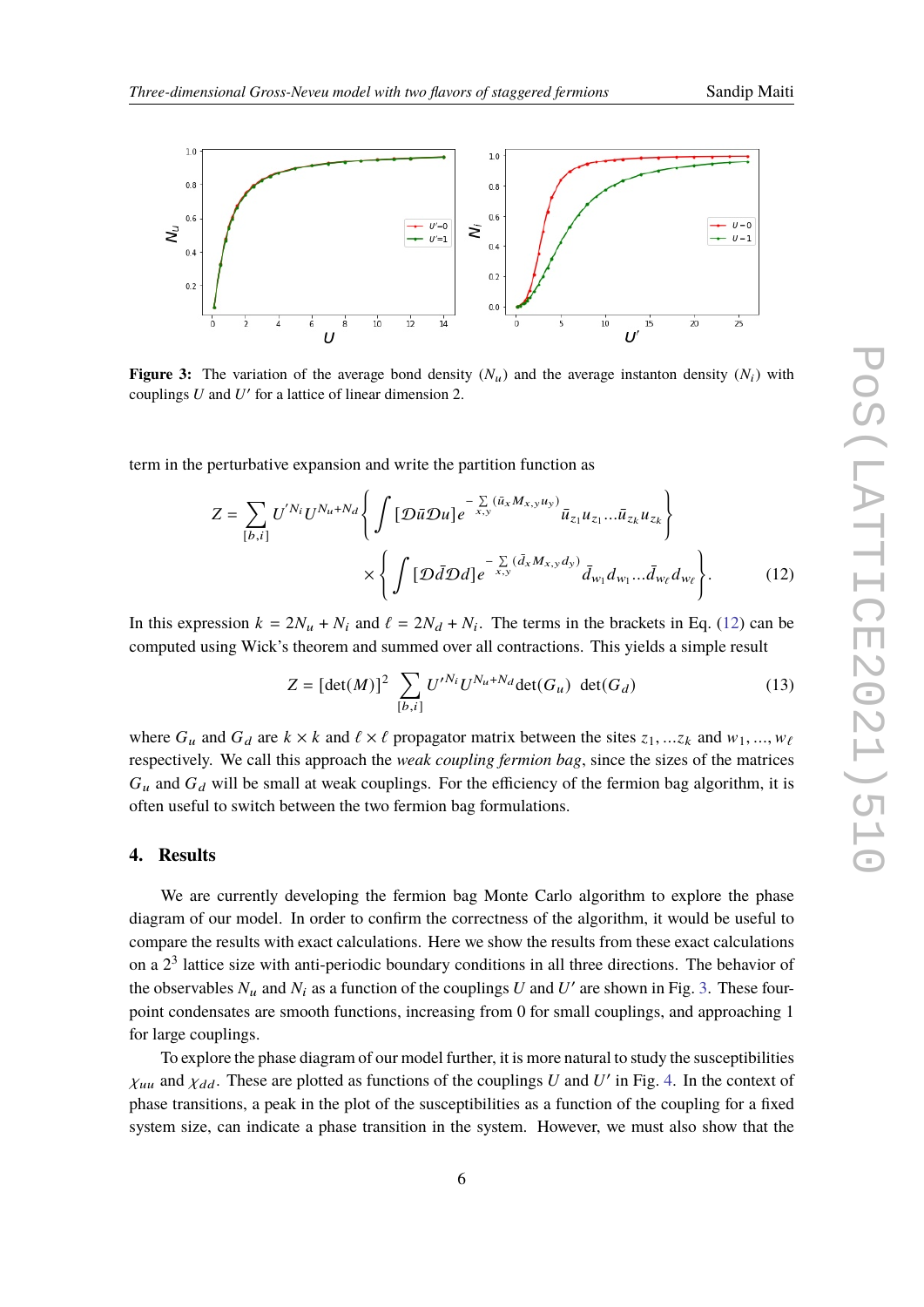**Figure 3:** The variation of the average bond density ($N_u$) and the average instanton density ($N_i$) with couplings $U$ and $U'$ for a lattice of linear dimension 2.

term in the perturbative expansion and write the partition function as

$$Z = \sum_{[b,i]} U'^{N_i} U^{N_u + N_d} \left\{ \int [\mathcal{D}\bar{u}\mathcal{D}u] e^{-\sum_{x,y} (\bar{u}_x M_{x,y} u_y)} \bar{u}_{z_1} u_{z_1} \ldots \bar{u}_{z_k} u_{z_k} \right\}$$
$$\times \left\{ \int [\mathcal{D}\bar{d}\mathcal{D}d] e^{-\sum_{x,y} (\bar{d}_x M_{x,y} d_y)} \bar{d}_{w_1} d_{w_1} \ldots \bar{d}_{w_\ell} d_{w_\ell} \right\}. \tag{12}$$

In this expression $k = 2N_u + N_i$ and $\ell = 2N_d + N_i$. The terms in the brackets in Eq. (12) can be computed using Wick's theorem and summed over all contractions. This yields a simple result

$$Z = [\det(M)]^2 \sum_{[b,i]} U'^{N_i} U^{N_u + N_d} \det(G_u) \ \det(G_d) \tag{13}$$

where $G_u$ and $G_d$ are $k \times k$ and $\ell \times \ell$ propagator matrix between the sites $z_1, \ldots z_k$ and $w_1, \ldots, w_\ell$ respectively. We call this approach the *weak coupling fermion bag*, since the sizes of the matrices $G_u$ and $G_d$ will be small at weak couplings. For the efficiency of the fermion bag algorithm, it is often useful to switch between the two fermion bag formulations.

## 4. Results

We are currently developing the fermion bag Monte Carlo algorithm to explore the phase diagram of our model. In order to confirm the correctness of the algorithm, it would be useful to compare the results with exact calculations. Here we show the results from these exact calculations on a $2^3$ lattice size with anti-periodic boundary conditions in all three directions. The behavior of the observables $N_u$ and $N_i$ as a function of the couplings $U$ and $U'$ are shown in Fig. 3. These four-point condensates are smooth functions, increasing from 0 for small couplings, and approaching 1 for large couplings.

To explore the phase diagram of our model further, it is more natural to study the susceptibilities $\chi_{uu}$ and $\chi_{dd}$. These are plotted as functions of the couplings $U$ and $U'$ in Fig. 4. In the context of phase transitions, a peak in the plot of the susceptibilities as a function of the coupling for a fixed system size, can indicate a phase transition in the system. However, we must also show that the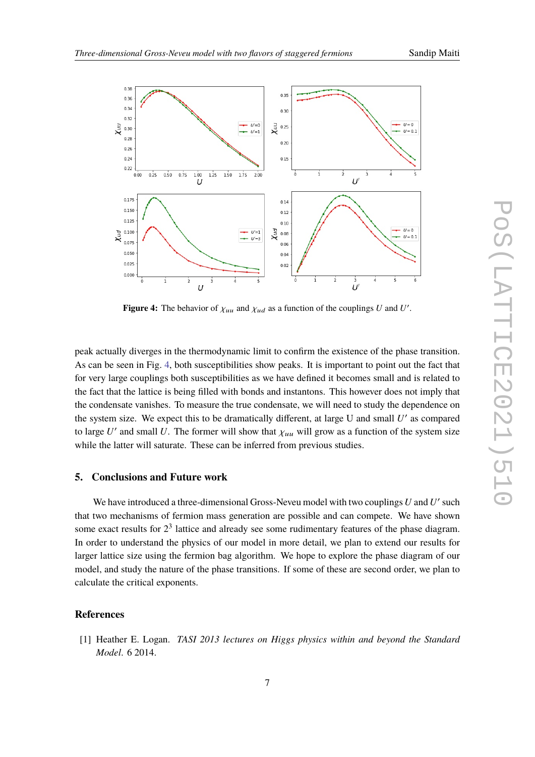**Figure 4:** The behavior of $\chi_{uu}$ and $\chi_{ud}$ as a function of the couplings $U$ and $U'$.

peak actually diverges in the thermodynamic limit to confirm the existence of the phase transition. As can be seen in Fig. 4, both susceptibilities show peaks. It is important to point out the fact that for very large couplings both susceptibilities as we have defined it becomes small and is related to the fact that the lattice is being filled with bonds and instantons. This however does not imply that the condensate vanishes. To measure the true condensate, we will need to study the dependence on the system size. We expect this to be dramatically different, at large U and small $U'$ as compared to large $U'$ and small $U$. The former will show that $\chi_{uu}$ will grow as a function of the system size while the latter will saturate. These can be inferred from previous studies.

## 5. Conclusions and Future work

We have introduced a three-dimensional Gross-Neveu model with two couplings $U$ and $U'$ such that two mechanisms of fermion mass generation are possible and can compete. We have shown some exact results for $2^3$ lattice and already see some rudimentary features of the phase diagram. In order to understand the physics of our model in more detail, we plan to extend our results for larger lattice size using the fermion bag algorithm. We hope to explore the phase diagram of our model, and study the nature of the phase transitions. If some of these are second order, we plan to calculate the critical exponents.

## References

[1] Heather E. Logan. *TASI 2013 lectures on Higgs physics within and beyond the Standard Model*. 6 2014.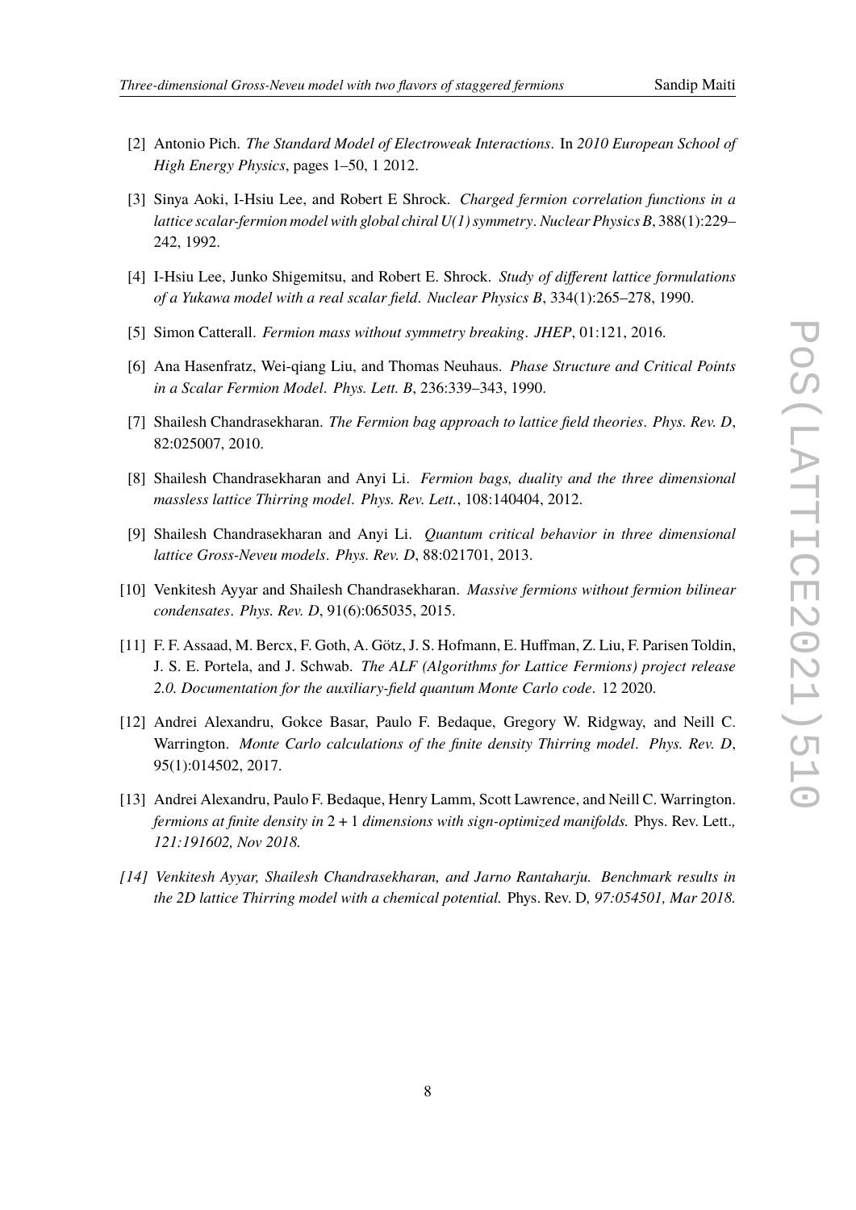[2] Antonio Pich. *The Standard Model of Electroweak Interactions*. In *2010 European School of High Energy Physics*, pages 1–50, 1 2012.

[3] Sinya Aoki, I-Hsiu Lee, and Robert E Shrock. *Charged fermion correlation functions in a lattice scalar-fermion model with global chiral U(1) symmetry*. *Nuclear Physics B*, 388(1):229–242, 1992.

[4] I-Hsiu Lee, Junko Shigemitsu, and Robert E. Shrock. *Study of different lattice formulations of a Yukawa model with a real scalar field*. *Nuclear Physics B*, 334(1):265–278, 1990.

[5] Simon Catterall. *Fermion mass without symmetry breaking*. *JHEP*, 01:121, 2016.

[6] Ana Hasenfratz, Wei-qiang Liu, and Thomas Neuhaus. *Phase Structure and Critical Points in a Scalar Fermion Model*. *Phys. Lett. B*, 236:339–343, 1990.

[7] Shailesh Chandrasekharan. *The Fermion bag approach to lattice field theories*. *Phys. Rev. D*, 82:025007, 2010.

[8] Shailesh Chandrasekharan and Anyi Li. *Fermion bags, duality and the three dimensional massless lattice Thirring model*. *Phys. Rev. Lett.*, 108:140404, 2012.

[9] Shailesh Chandrasekharan and Anyi Li. *Quantum critical behavior in three dimensional lattice Gross-Neveu models*. *Phys. Rev. D*, 88:021701, 2013.

[10] Venkitesh Ayyar and Shailesh Chandrasekharan. *Massive fermions without fermion bilinear condensates*. *Phys. Rev. D*, 91(6):065035, 2015.

[11] F. F. Assaad, M. Bercx, F. Goth, A. Götz, J. S. Hofmann, E. Huffman, Z. Liu, F. Parisen Toldin, J. S. E. Portela, and J. Schwab. *The ALF (Algorithms for Lattice Fermions) project release 2.0. Documentation for the auxiliary-field quantum Monte Carlo code*. 12 2020.

[12] Andrei Alexandru, Gokce Basar, Paulo F. Bedaque, Gregory W. Ridgway, and Neill C. Warrington. *Monte Carlo calculations of the finite density Thirring model*. *Phys. Rev. D*, 95(1):014502, 2017.

[13] Andrei Alexandru, Paulo F. Bedaque, Henry Lamm, Scott Lawrence, and Neill C. Warrington. *fermions at finite density in* $2+1$ *dimensions with sign-optimized manifolds.* Phys. Rev. Lett.*, 121:191602, Nov 2018.*

*[14] Venkitesh Ayyar, Shailesh Chandrasekharan, and Jarno Rantaharju. Benchmark results in the 2D lattice Thirring model with a chemical potential.* Phys. Rev. D*, 97:054501, Mar 2018.*